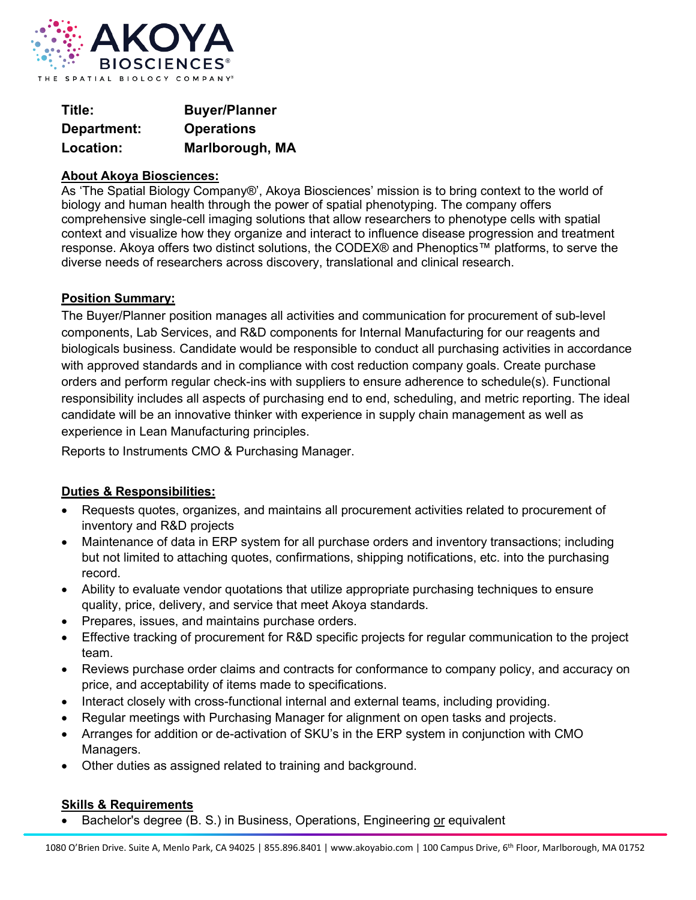**Title:** **Buyer/Planner**
**Department:** **Operations**
**Location:** **Marlborough, MA**

## About Akoya Biosciences:

As 'The Spatial Biology Company®', Akoya Biosciences' mission is to bring context to the world of biology and human health through the power of spatial phenotyping. The company offers comprehensive single-cell imaging solutions that allow researchers to phenotype cells with spatial context and visualize how they organize and interact to influence disease progression and treatment response. Akoya offers two distinct solutions, the CODEX® and Phenoptics™ platforms, to serve the diverse needs of researchers across discovery, translational and clinical research.

## Position Summary:

The Buyer/Planner position manages all activities and communication for procurement of sub-level components, Lab Services, and R&D components for Internal Manufacturing for our reagents and biologicals business. Candidate would be responsible to conduct all purchasing activities in accordance with approved standards and in compliance with cost reduction company goals. Create purchase orders and perform regular check-ins with suppliers to ensure adherence to schedule(s). Functional responsibility includes all aspects of purchasing end to end, scheduling, and metric reporting. The ideal candidate will be an innovative thinker with experience in supply chain management as well as experience in Lean Manufacturing principles.

Reports to Instruments CMO & Purchasing Manager.

## Duties & Responsibilities:

- Requests quotes, organizes, and maintains all procurement activities related to procurement of inventory and R&D projects
- Maintenance of data in ERP system for all purchase orders and inventory transactions; including but not limited to attaching quotes, confirmations, shipping notifications, etc. into the purchasing record.
- Ability to evaluate vendor quotations that utilize appropriate purchasing techniques to ensure quality, price, delivery, and service that meet Akoya standards.
- Prepares, issues, and maintains purchase orders.
- Effective tracking of procurement for R&D specific projects for regular communication to the project team.
- Reviews purchase order claims and contracts for conformance to company policy, and accuracy on price, and acceptability of items made to specifications.
- Interact closely with cross-functional internal and external teams, including providing.
- Regular meetings with Purchasing Manager for alignment on open tasks and projects.
- Arranges for addition or de-activation of SKU's in the ERP system in conjunction with CMO Managers.
- Other duties as assigned related to training and background.

## Skills & Requirements

- Bachelor's degree (B. S.) in Business, Operations, Engineering or equivalent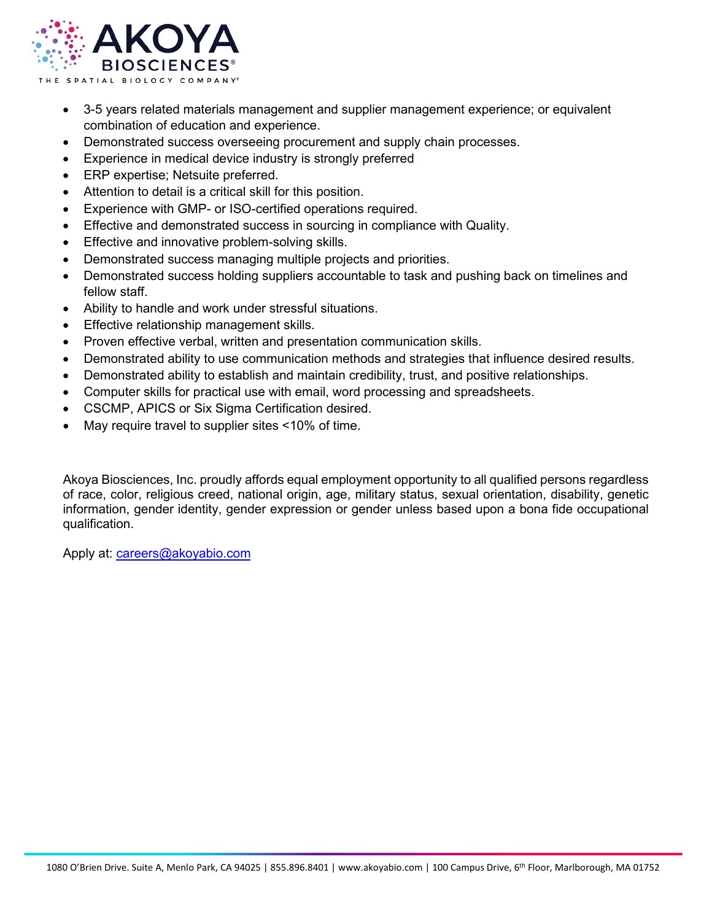- 3-5 years related materials management and supplier management experience; or equivalent combination of education and experience.
- Demonstrated success overseeing procurement and supply chain processes.
- Experience in medical device industry is strongly preferred
- ERP expertise; Netsuite preferred.
- Attention to detail is a critical skill for this position.
- Experience with GMP- or ISO-certified operations required.
- Effective and demonstrated success in sourcing in compliance with Quality.
- Effective and innovative problem-solving skills.
- Demonstrated success managing multiple projects and priorities.
- Demonstrated success holding suppliers accountable to task and pushing back on timelines and fellow staff.
- Ability to handle and work under stressful situations.
- Effective relationship management skills.
- Proven effective verbal, written and presentation communication skills.
- Demonstrated ability to use communication methods and strategies that influence desired results.
- Demonstrated ability to establish and maintain credibility, trust, and positive relationships.
- Computer skills for practical use with email, word processing and spreadsheets.
- CSCMP, APICS or Six Sigma Certification desired.
- May require travel to supplier sites <10% of time.

Akoya Biosciences, Inc. proudly affords equal employment opportunity to all qualified persons regardless of race, color, religious creed, national origin, age, military status, sexual orientation, disability, genetic information, gender identity, gender expression or gender unless based upon a bona fide occupational qualification.

Apply at: careers@akoyabio.com